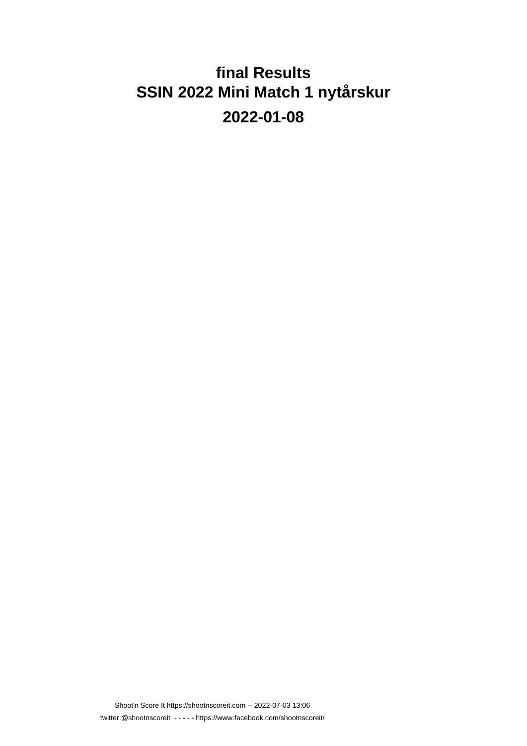# final Results
# SSIN 2022 Mini Match 1 nytårskur

## 2022-01-08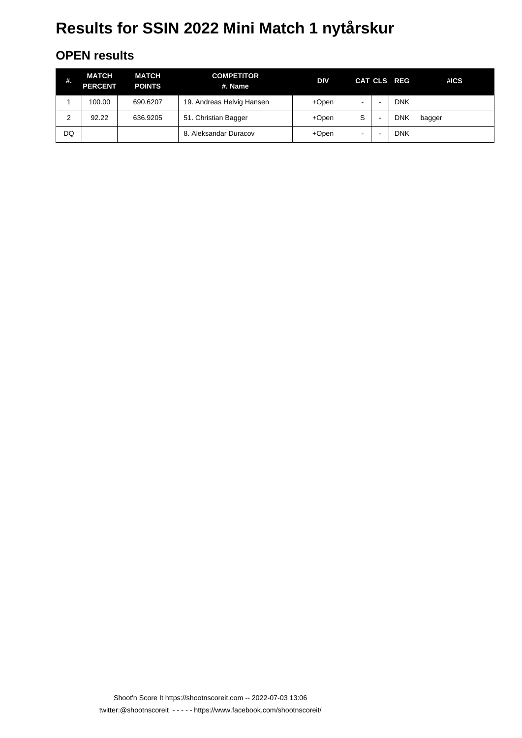# Results for SSIN 2022 Mini Match 1 nytårskur

## OPEN results

| #. | MATCH PERCENT | MATCH POINTS | COMPETITOR #. Name | DIV | CAT | CLS | REG | #ICS |
|---|---|---|---|---|---|---|---|---|
| 1 | 100.00 | 690.6207 | 19. Andreas Helvig Hansen | +Open | - | - | DNK | |
| 2 | 92.22 | 636.9205 | 51. Christian Bagger | +Open | S | - | DNK | bagger |
| DQ | | | 8. Aleksandar Duracov | +Open | - | - | DNK | |

Shoot'n Score It https://shootnscoreit.com -- 2022-07-03 13:06

twitter:@shootnscoreit - - - - - https://www.facebook.com/shootnscoreit/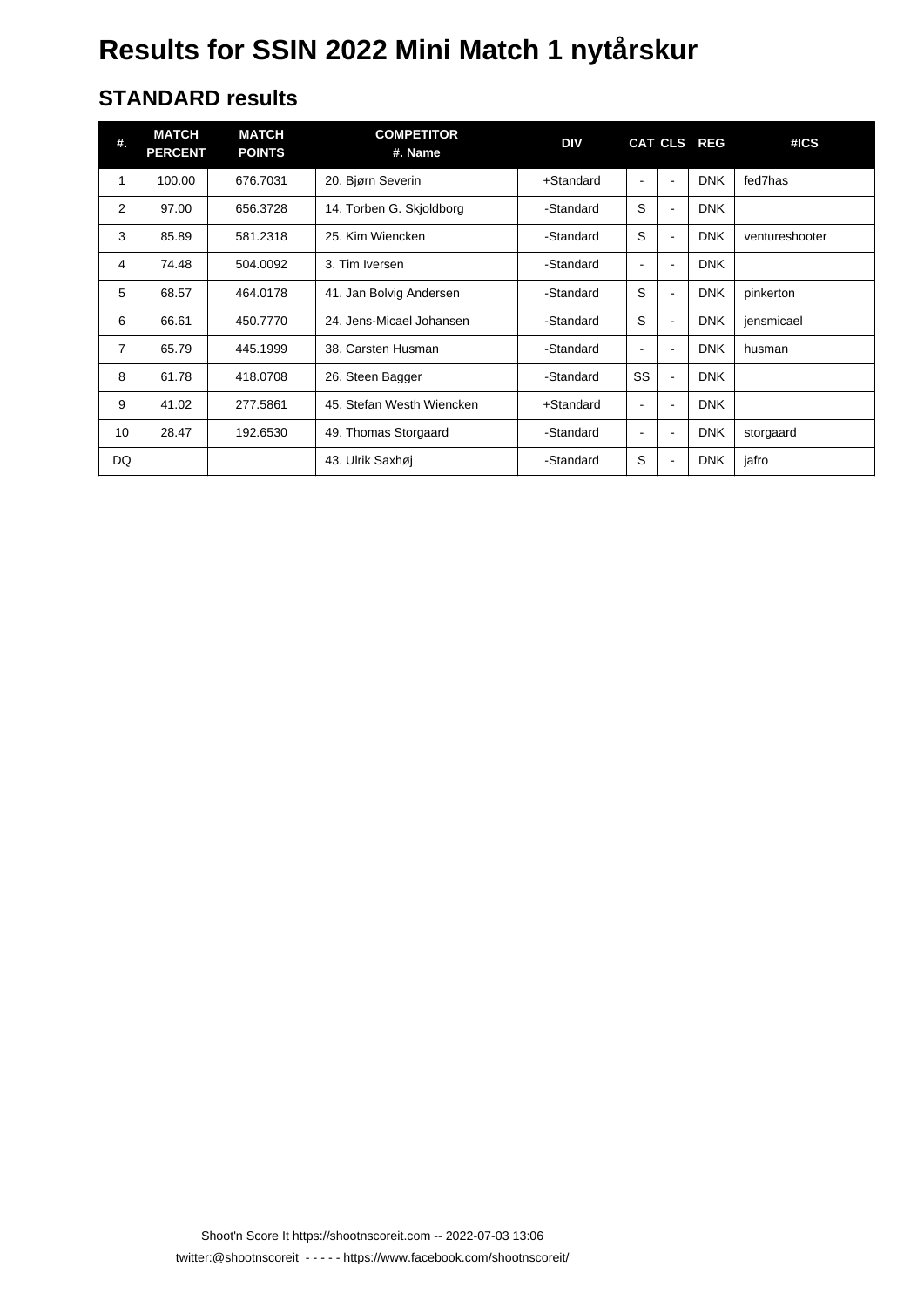# Results for SSIN 2022 Mini Match 1 nytårskur

## STANDARD results

| #. | MATCH PERCENT | MATCH POINTS | COMPETITOR #. Name | DIV | CAT | CLS | REG | #ICS |
|---|---|---|---|---|---|---|---|---|
| 1 | 100.00 | 676.7031 | 20. Bjørn Severin | +Standard | - | - | DNK | fed7has |
| 2 | 97.00 | 656.3728 | 14. Torben G. Skjoldborg | -Standard | S | - | DNK | |
| 3 | 85.89 | 581.2318 | 25. Kim Wiencken | -Standard | S | - | DNK | ventureshooter |
| 4 | 74.48 | 504.0092 | 3. Tim Iversen | -Standard | - | - | DNK | |
| 5 | 68.57 | 464.0178 | 41. Jan Bolvig Andersen | -Standard | S | - | DNK | pinkerton |
| 6 | 66.61 | 450.7770 | 24. Jens-Micael Johansen | -Standard | S | - | DNK | jensmicael |
| 7 | 65.79 | 445.1999 | 38. Carsten Husman | -Standard | - | - | DNK | husman |
| 8 | 61.78 | 418.0708 | 26. Steen Bagger | -Standard | SS | - | DNK | |
| 9 | 41.02 | 277.5861 | 45. Stefan Westh Wiencken | +Standard | - | - | DNK | |
| 10 | 28.47 | 192.6530 | 49. Thomas Storgaard | -Standard | - | - | DNK | storgaard |
| DQ | | | 43. Ulrik Saxhøj | -Standard | S | - | DNK | jafro |

Shoot'n Score It https://shootnscoreit.com -- 2022-07-03 13:06

twitter:@shootnscoreit - - - - - https://www.facebook.com/shootnscoreit/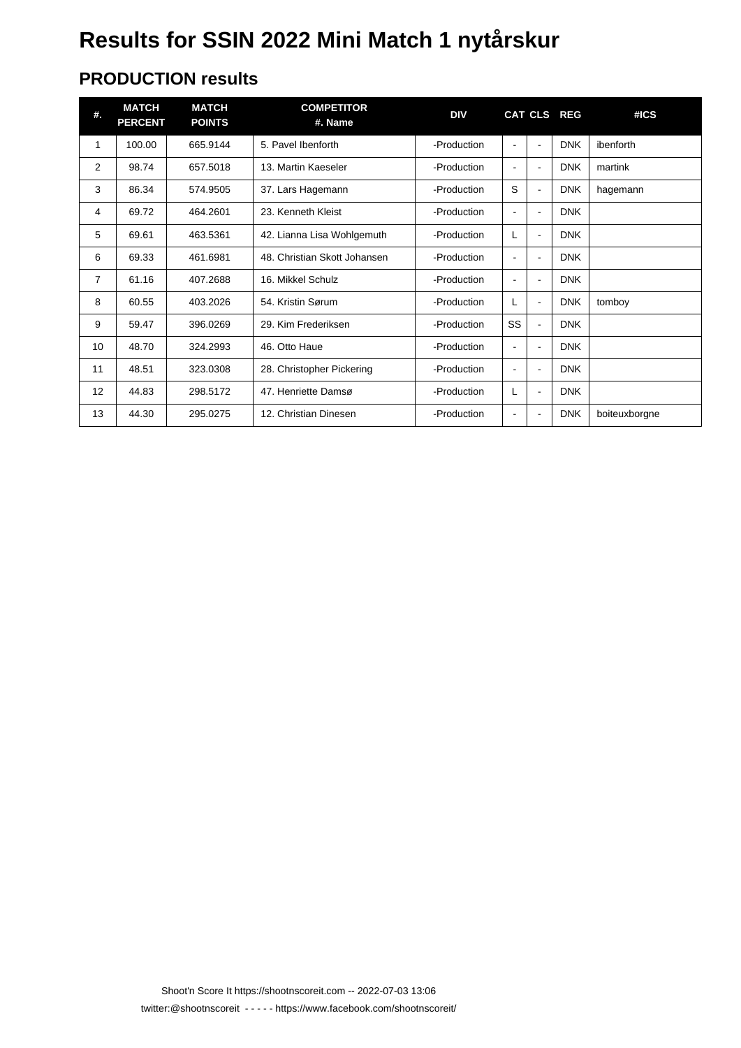# Results for SSIN 2022 Mini Match 1 nytårskur

## PRODUCTION results

| #. | MATCH PERCENT | MATCH POINTS | COMPETITOR #. Name | DIV | CAT | CLS | REG | #ICS |
|---|---|---|---|---|---|---|---|---|
| 1 | 100.00 | 665.9144 | 5. Pavel Ibenforth | -Production | - | - | DNK | ibenforth |
| 2 | 98.74 | 657.5018 | 13. Martin Kaeseler | -Production | - | - | DNK | martink |
| 3 | 86.34 | 574.9505 | 37. Lars Hagemann | -Production | S | - | DNK | hagemann |
| 4 | 69.72 | 464.2601 | 23. Kenneth Kleist | -Production | - | - | DNK | |
| 5 | 69.61 | 463.5361 | 42. Lianna Lisa Wohlgemuth | -Production | L | - | DNK | |
| 6 | 69.33 | 461.6981 | 48. Christian Skott Johansen | -Production | - | - | DNK | |
| 7 | 61.16 | 407.2688 | 16. Mikkel Schulz | -Production | - | - | DNK | |
| 8 | 60.55 | 403.2026 | 54. Kristin Sørum | -Production | L | - | DNK | tomboy |
| 9 | 59.47 | 396.0269 | 29. Kim Frederiksen | -Production | SS | - | DNK | |
| 10 | 48.70 | 324.2993 | 46. Otto Haue | -Production | - | - | DNK | |
| 11 | 48.51 | 323.0308 | 28. Christopher Pickering | -Production | - | - | DNK | |
| 12 | 44.83 | 298.5172 | 47. Henriette Damsø | -Production | L | - | DNK | |
| 13 | 44.30 | 295.0275 | 12. Christian Dinesen | -Production | - | - | DNK | boiteuxborgne |

Shoot'n Score It https://shootnscoreit.com -- 2022-07-03 13:06

twitter:@shootnscoreit - - - - - https://www.facebook.com/shootnscoreit/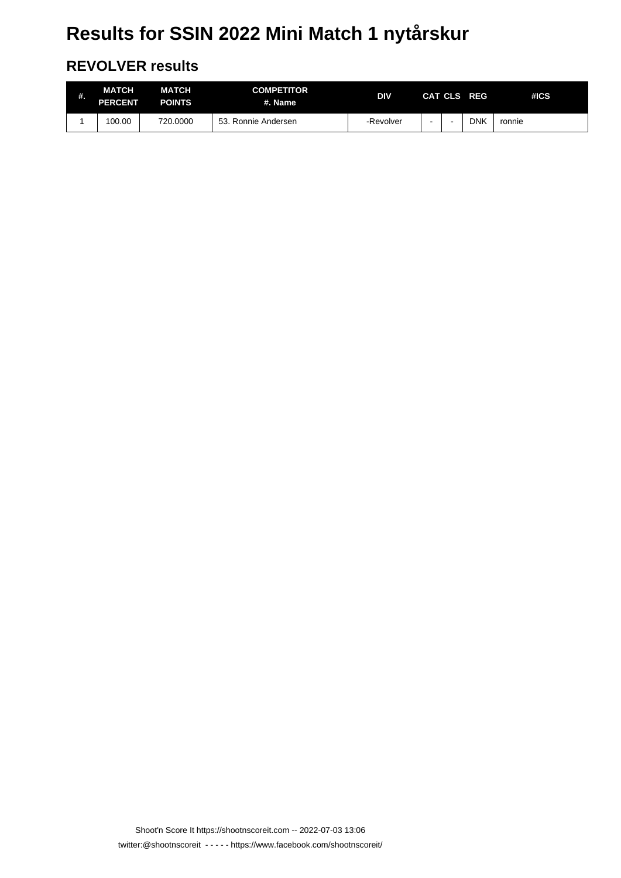# Results for SSIN 2022 Mini Match 1 nytårskur

## REVOLVER results

| #. | MATCH PERCENT | MATCH POINTS | COMPETITOR #. Name | DIV | CAT | CLS | REG | #ICS |
|---|---|---|---|---|---|---|---|---|
| 1 | 100.00 | 720.0000 | 53. Ronnie Andersen | -Revolver | - | - | DNK | ronnie |

Shoot'n Score It https://shootnscoreit.com -- 2022-07-03 13:06

twitter:@shootnscoreit - - - - - https://www.facebook.com/shootnscoreit/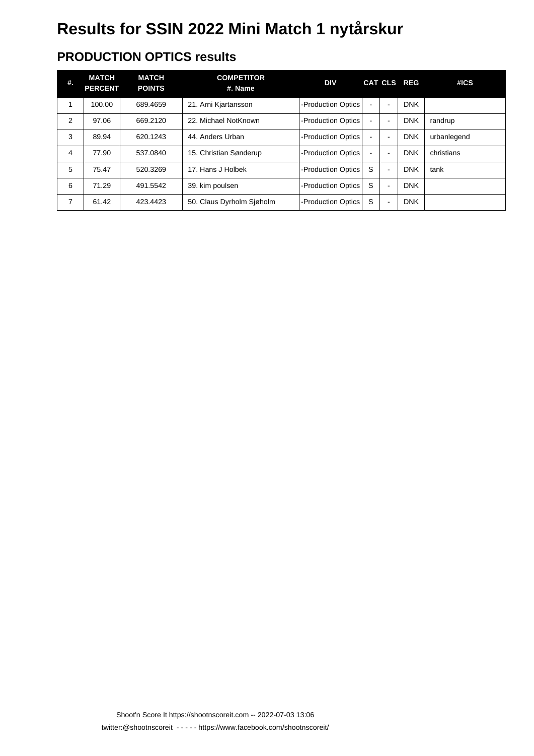# Results for SSIN 2022 Mini Match 1 nytårskur

## PRODUCTION OPTICS results

| #. | MATCH PERCENT | MATCH POINTS | COMPETITOR #. Name | DIV | CAT | CLS | REG | #ICS |
|---|---|---|---|---|---|---|---|---|
| 1 | 100.00 | 689.4659 | 21. Arni Kjartansson | -Production Optics | - | - | DNK | |
| 2 | 97.06 | 669.2120 | 22. Michael NotKnown | -Production Optics | - | - | DNK | randrup |
| 3 | 89.94 | 620.1243 | 44. Anders Urban | -Production Optics | - | - | DNK | urbanlegend |
| 4 | 77.90 | 537.0840 | 15. Christian Sønderup | -Production Optics | - | - | DNK | christians |
| 5 | 75.47 | 520.3269 | 17. Hans J Holbek | -Production Optics | S | - | DNK | tank |
| 6 | 71.29 | 491.5542 | 39. kim poulsen | -Production Optics | S | - | DNK | |
| 7 | 61.42 | 423.4423 | 50. Claus Dyrholm Sjøholm | -Production Optics | S | - | DNK | |

Shoot'n Score It https://shootnscoreit.com -- 2022-07-03 13:06

twitter:@shootnscoreit - - - - - https://www.facebook.com/shootnscoreit/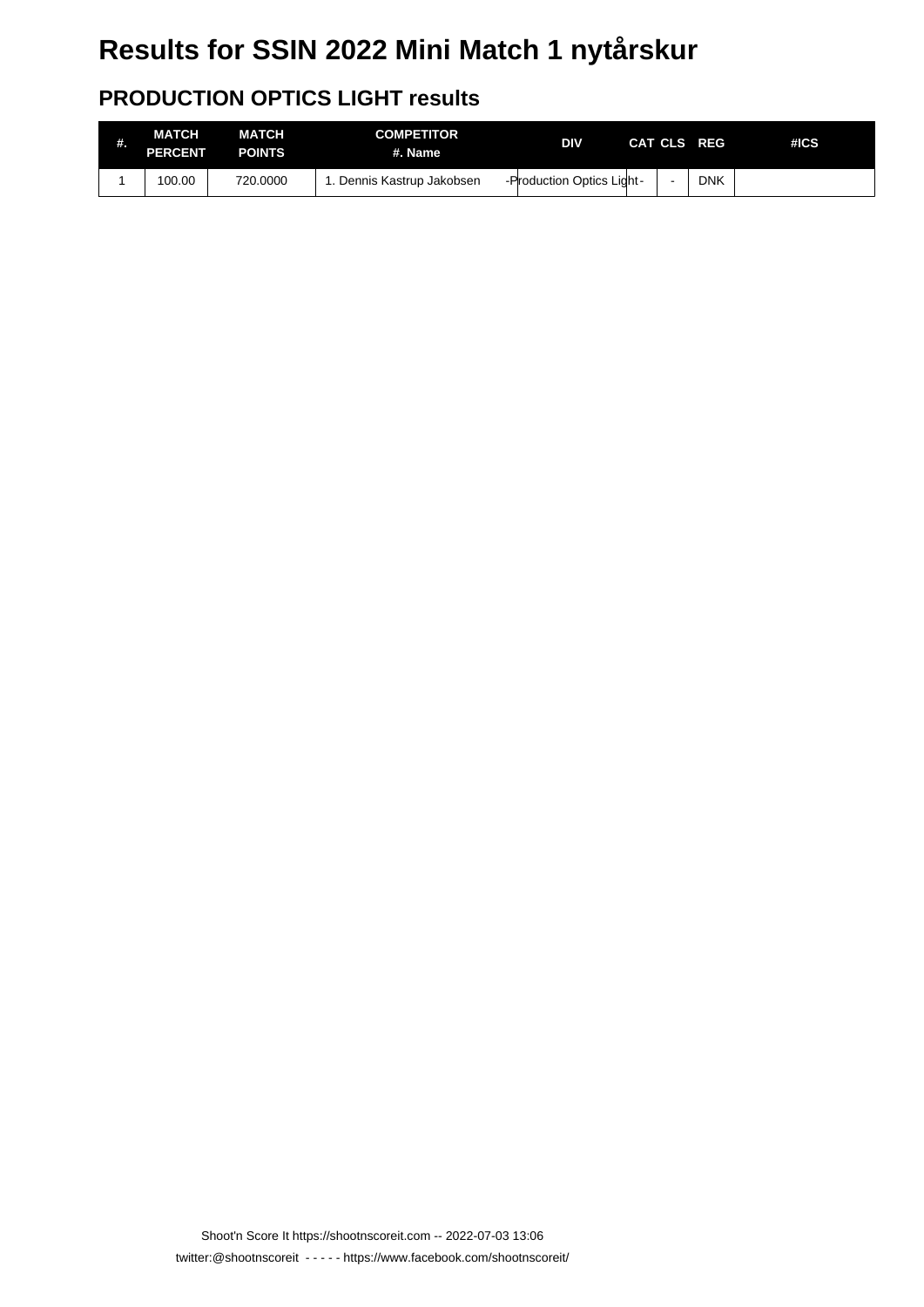# Results for SSIN 2022 Mini Match 1 nytårskur

## PRODUCTION OPTICS LIGHT results

| #. | MATCH PERCENT | MATCH POINTS | COMPETITOR #. Name | DIV | CAT | CLS | REG | #ICS |
|---|---|---|---|---|---|---|---|---|
| 1 | 100.00 | 720.0000 | 1. Dennis Kastrup Jakobsen | -Production Optics Light- | | - | DNK | |

Shoot'n Score It https://shootnscoreit.com -- 2022-07-03 13:06

twitter:@shootnscoreit - - - - - https://www.facebook.com/shootnscoreit/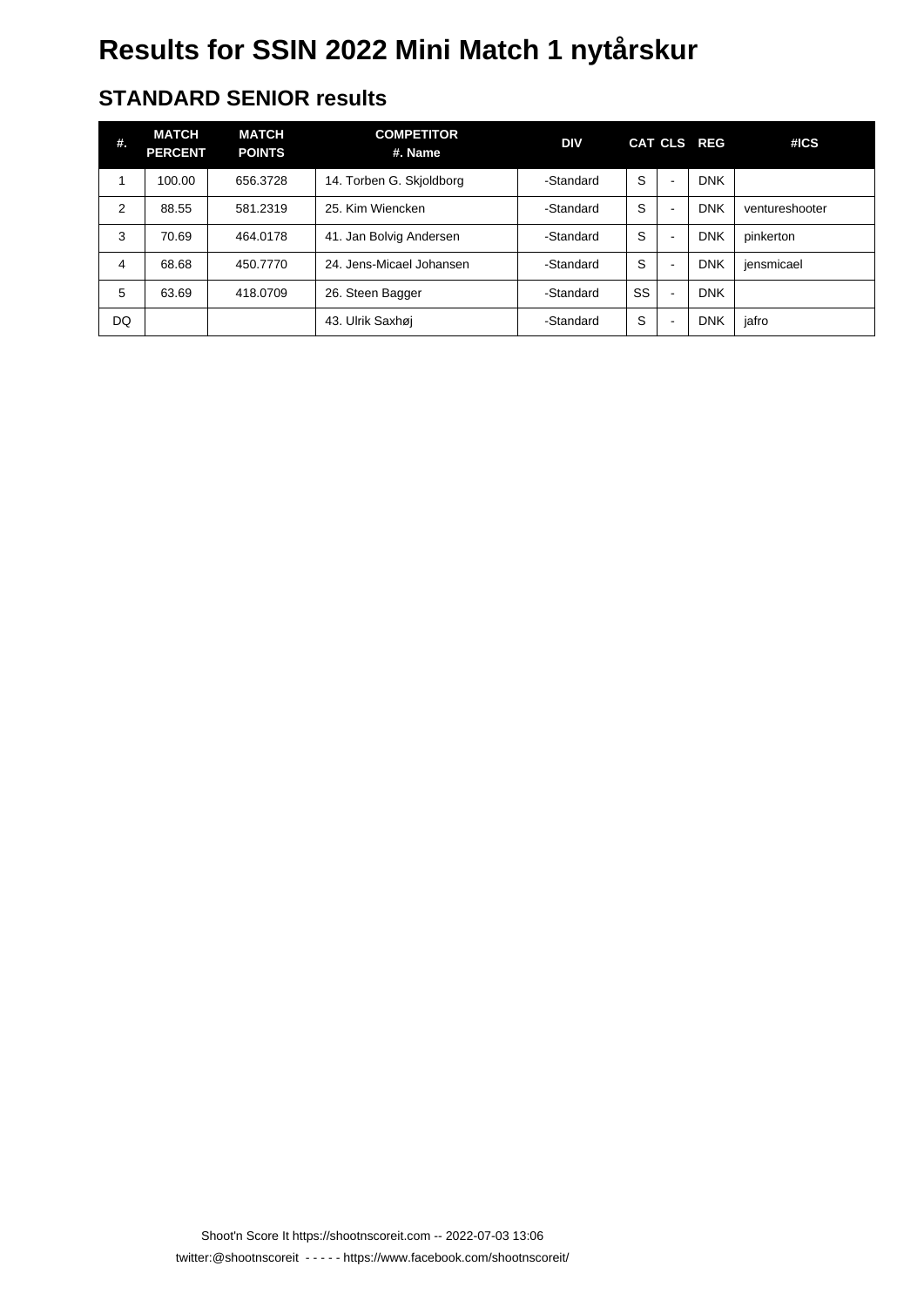# Results for SSIN 2022 Mini Match 1 nytårskur

## STANDARD SENIOR results

| #. | MATCH PERCENT | MATCH POINTS | COMPETITOR #. Name | DIV | CAT | CLS | REG | #ICS |
|---|---|---|---|---|---|---|---|---|
| 1 | 100.00 | 656.3728 | 14. Torben G. Skjoldborg | -Standard | S | - | DNK | |
| 2 | 88.55 | 581.2319 | 25. Kim Wiencken | -Standard | S | - | DNK | ventureshooter |
| 3 | 70.69 | 464.0178 | 41. Jan Bolvig Andersen | -Standard | S | - | DNK | pinkerton |
| 4 | 68.68 | 450.7770 | 24. Jens-Micael Johansen | -Standard | S | - | DNK | jensmicael |
| 5 | 63.69 | 418.0709 | 26. Steen Bagger | -Standard | SS | - | DNK | |
| DQ | | | 43. Ulrik Saxhøj | -Standard | S | - | DNK | jafro |

Shoot'n Score It https://shootnscoreit.com -- 2022-07-03 13:06

twitter:@shootnscoreit - - - - - https://www.facebook.com/shootnscoreit/